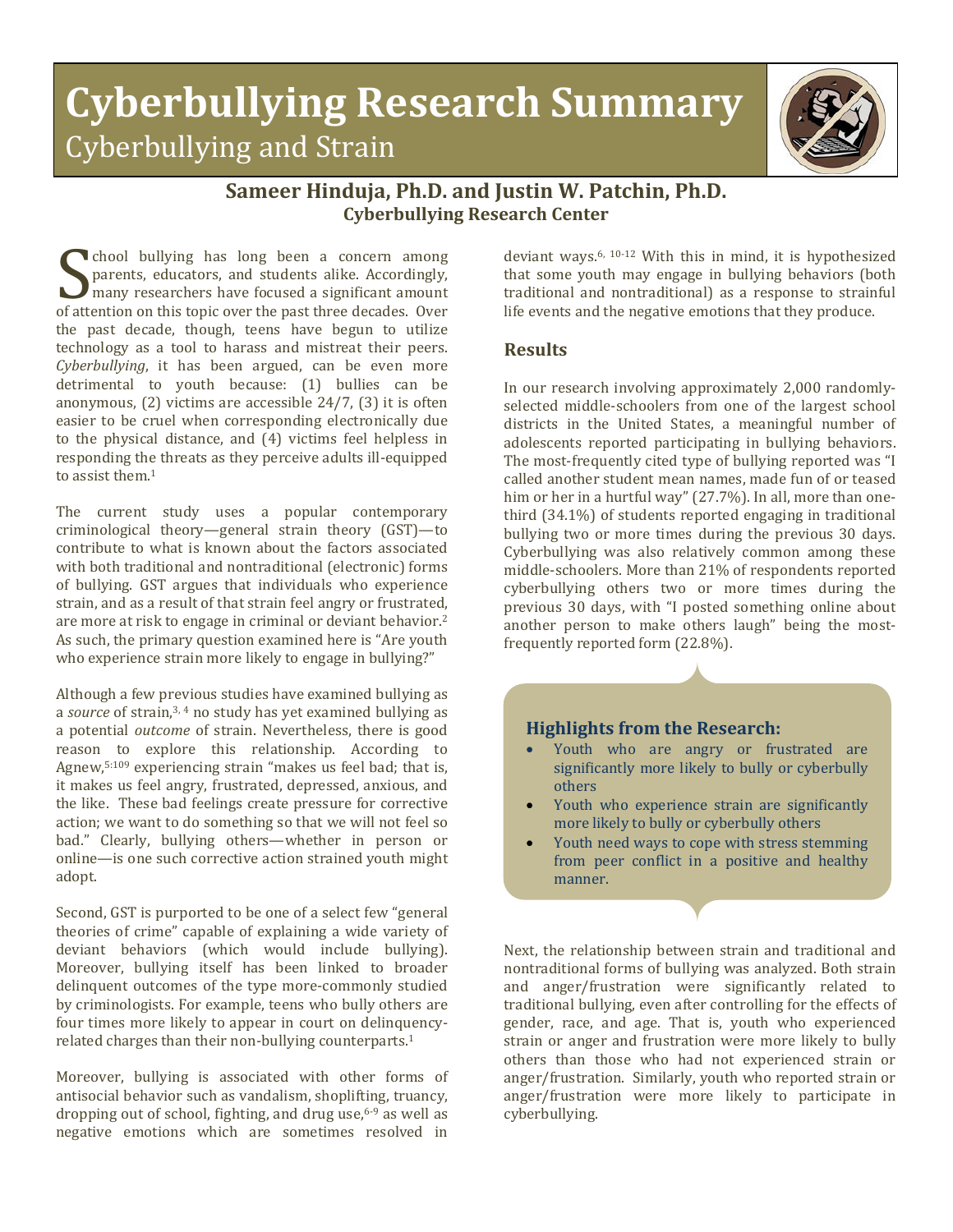# Cyberbullying Research Summary

## Cyberbullying and Strain

**Sameer Hinduja, Ph.D. and Justin W. Patchin, Ph.D.**
**Cyberbullying Research Center**

School bullying has long been a concern among parents, educators, and students alike. Accordingly, many researchers have focused a significant amount of attention on this topic over the past three decades. Over the past decade, though, teens have begun to utilize technology as a tool to harass and mistreat their peers. *Cyberbullying*, it has been argued, can be even more detrimental to youth because: (1) bullies can be anonymous, (2) victims are accessible 24/7, (3) it is often easier to be cruel when corresponding electronically due to the physical distance, and (4) victims feel helpless in responding the threats as they perceive adults ill-equipped to assist them.[1]

The current study uses a popular contemporary criminological theory—general strain theory (GST)—to contribute to what is known about the factors associated with both traditional and nontraditional (electronic) forms of bullying. GST argues that individuals who experience strain, and as a result of that strain feel angry or frustrated, are more at risk to engage in criminal or deviant behavior.[2] As such, the primary question examined here is "Are youth who experience strain more likely to engage in bullying?"

Although a few previous studies have examined bullying as a *source* of strain,[3, 4] no study has yet examined bullying as a potential *outcome* of strain. Nevertheless, there is good reason to explore this relationship. According to Agnew,[5:109] experiencing strain "makes us feel bad; that is, it makes us feel angry, frustrated, depressed, anxious, and the like. These bad feelings create pressure for corrective action; we want to do something so that we will not feel so bad." Clearly, bullying others—whether in person or online—is one such corrective action strained youth might adopt.

Second, GST is purported to be one of a select few "general theories of crime" capable of explaining a wide variety of deviant behaviors (which would include bullying). Moreover, bullying itself has been linked to broader delinquent outcomes of the type more-commonly studied by criminologists. For example, teens who bully others are four times more likely to appear in court on delinquency-related charges than their non-bullying counterparts.[1]

Moreover, bullying is associated with other forms of antisocial behavior such as vandalism, shoplifting, truancy, dropping out of school, fighting, and drug use,[6-9] as well as negative emotions which are sometimes resolved in deviant ways.[6, 10-12] With this in mind, it is hypothesized that some youth may engage in bullying behaviors (both traditional and nontraditional) as a response to strainful life events and the negative emotions that they produce.

### Results

In our research involving approximately 2,000 randomly-selected middle-schoolers from one of the largest school districts in the United States, a meaningful number of adolescents reported participating in bullying behaviors. The most-frequently cited type of bullying reported was "I called another student mean names, made fun of or teased him or her in a hurtful way" (27.7%). In all, more than one-third (34.1%) of students reported engaging in traditional bullying two or more times during the previous 30 days. Cyberbullying was also relatively common among these middle-schoolers. More than 21% of respondents reported cyberbullying others two or more times during the previous 30 days, with "I posted something online about another person to make others laugh" being the most-frequently reported form (22.8%).

> **Highlights from the Research:**
> - Youth who are angry or frustrated are significantly more likely to bully or cyberbully others
> - Youth who experience strain are significantly more likely to bully or cyberbully others
> - Youth need ways to cope with stress stemming from peer conflict in a positive and healthy manner.

Next, the relationship between strain and traditional and nontraditional forms of bullying was analyzed. Both strain and anger/frustration were significantly related to traditional bullying, even after controlling for the effects of gender, race, and age. That is, youth who experienced strain or anger and frustration were more likely to bully others than those who had not experienced strain or anger/frustration. Similarly, youth who reported strain or anger/frustration were more likely to participate in cyberbullying.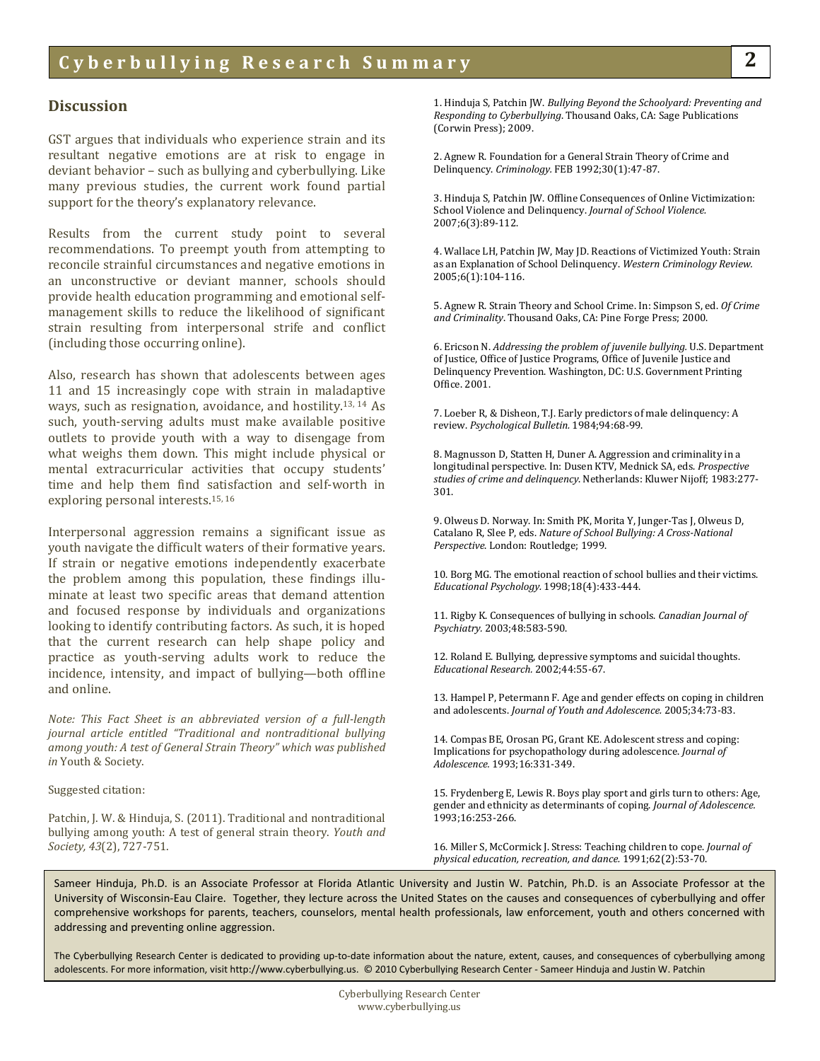## Discussion

GST argues that individuals who experience strain and its resultant negative emotions are at risk to engage in deviant behavior – such as bullying and cyberbullying. Like many previous studies, the current work found partial support for the theory's explanatory relevance.

Results from the current study point to several recommendations. To preempt youth from attempting to reconcile strainful circumstances and negative emotions in an unconstructive or deviant manner, schools should provide health education programming and emotional self-management skills to reduce the likelihood of significant strain resulting from interpersonal strife and conflict (including those occurring online).

Also, research has shown that adolescents between ages 11 and 15 increasingly cope with strain in maladaptive ways, such as resignation, avoidance, and hostility.[13, 14] As such, youth-serving adults must make available positive outlets to provide youth with a way to disengage from what weighs them down. This might include physical or mental extracurricular activities that occupy students' time and help them find satisfaction and self-worth in exploring personal interests.[15, 16]

Interpersonal aggression remains a significant issue as youth navigate the difficult waters of their formative years. If strain or negative emotions independently exacerbate the problem among this population, these findings illuminate at least two specific areas that demand attention and focused response by individuals and organizations looking to identify contributing factors. As such, it is hoped that the current research can help shape policy and practice as youth-serving adults work to reduce the incidence, intensity, and impact of bullying—both offline and online.

*Note: This Fact Sheet is an abbreviated version of a full-length journal article entitled "Traditional and nontraditional bullying among youth: A test of General Strain Theory" which was published in* Youth & Society.

Suggested citation:

Patchin, J. W. & Hinduja, S. (2011). Traditional and nontraditional bullying among youth: A test of general strain theory. *Youth and Society, 43*(2), 727-751.

1. Hinduja S, Patchin JW. *Bullying Beyond the Schoolyard: Preventing and Responding to Cyberbullying*. Thousand Oaks, CA: Sage Publications (Corwin Press); 2009.

2. Agnew R. Foundation for a General Strain Theory of Crime and Delinquency. *Criminology.* FEB 1992;30(1):47-87.

3. Hinduja S, Patchin JW. Offline Consequences of Online Victimization: School Violence and Delinquency. *Journal of School Violence.* 2007;6(3):89-112.

4. Wallace LH, Patchin JW, May JD. Reactions of Victimized Youth: Strain as an Explanation of School Delinquency. *Western Criminology Review.* 2005;6(1):104-116.

5. Agnew R. Strain Theory and School Crime. In: Simpson S, ed. *Of Crime and Criminality*. Thousand Oaks, CA: Pine Forge Press; 2000.

6. Ericson N. *Addressing the problem of juvenile bullying.* U.S. Department of Justice, Office of Justice Programs, Office of Juvenile Justice and Delinquency Prevention. Washington, DC: U.S. Government Printing Office. 2001.

7. Loeber R, & Disheon, T.J. Early predictors of male delinquency: A review. *Psychological Bulletin.* 1984;94:68-99.

8. Magnusson D, Statten H, Duner A. Aggression and criminality in a longitudinal perspective. In: Dusen KTV, Mednick SA, eds. *Prospective studies of crime and delinquency*. Netherlands: Kluwer Nijoff; 1983:277-301.

9. Olweus D. Norway. In: Smith PK, Morita Y, Junger-Tas J, Olweus D, Catalano R, Slee P, eds. *Nature of School Bullying: A Cross-National Perspective.* London: Routledge; 1999.

10. Borg MG. The emotional reaction of school bullies and their victims. *Educational Psychology.* 1998;18(4):433-444.

11. Rigby K. Consequences of bullying in schools. *Canadian Journal of Psychiatry.* 2003;48:583-590.

12. Roland E. Bullying, depressive symptoms and suicidal thoughts. *Educational Research.* 2002;44:55-67.

13. Hampel P, Petermann F. Age and gender effects on coping in children and adolescents. *Journal of Youth and Adolescence.* 2005;34:73-83.

14. Compas BE, Orosan PG, Grant KE. Adolescent stress and coping: Implications for psychopathology during adolescence. *Journal of Adolescence.* 1993;16:331-349.

15. Frydenberg E, Lewis R. Boys play sport and girls turn to others: Age, gender and ethnicity as determinants of coping. *Journal of Adolescence.* 1993;16:253-266.

16. Miller S, McCormick J. Stress: Teaching children to cope. *Journal of physical education, recreation, and dance.* 1991;62(2):53-70.

Sameer Hinduja, Ph.D. is an Associate Professor at Florida Atlantic University and Justin W. Patchin, Ph.D. is an Associate Professor at the University of Wisconsin-Eau Claire. Together, they lecture across the United States on the causes and consequences of cyberbullying and offer comprehensive workshops for parents, teachers, counselors, mental health professionals, law enforcement, youth and others concerned with addressing and preventing online aggression.

The Cyberbullying Research Center is dedicated to providing up-to-date information about the nature, extent, causes, and consequences of cyberbullying among adolescents. For more information, visit http://www.cyberbullying.us. © 2010 Cyberbullying Research Center - Sameer Hinduja and Justin W. Patchin